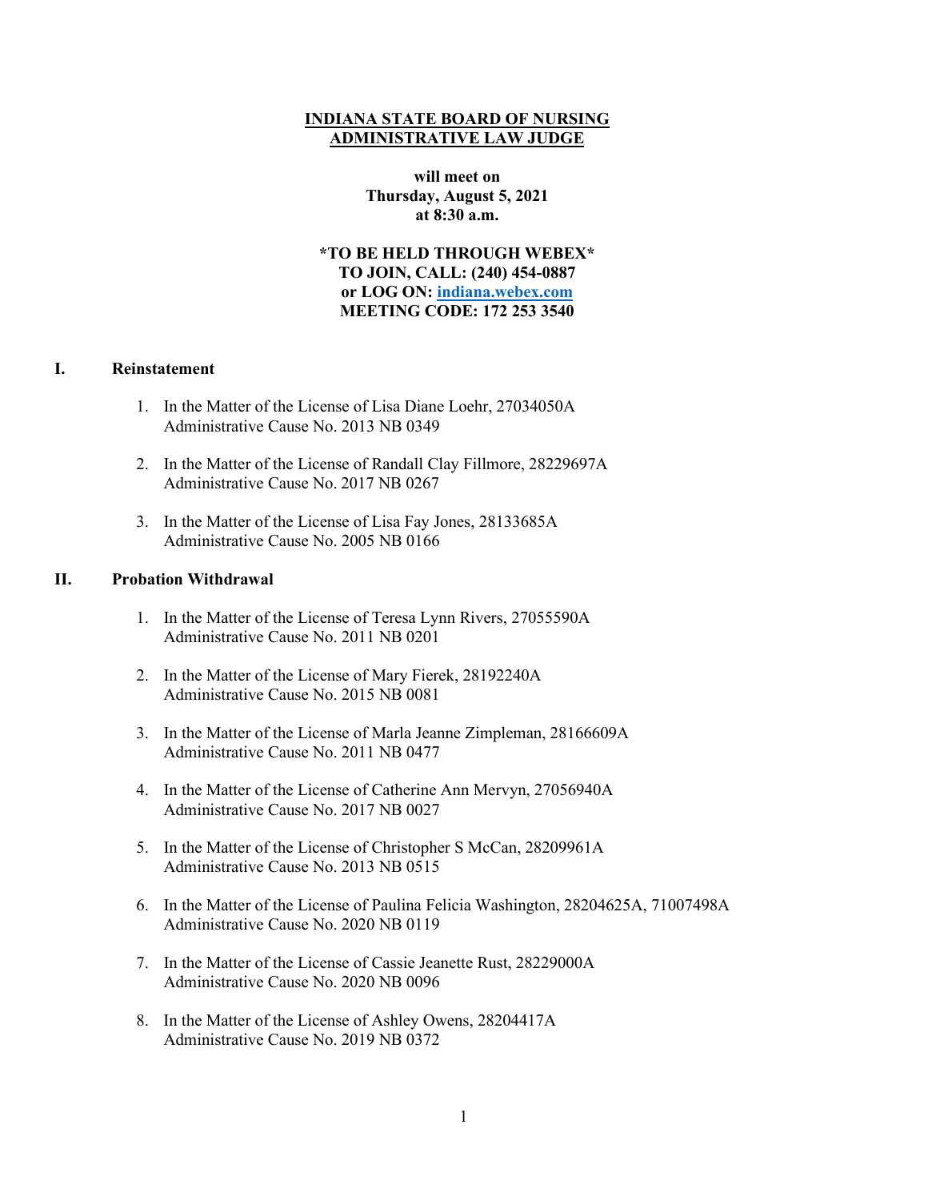# INDIANA STATE BOARD OF NURSING
# ADMINISTRATIVE LAW JUDGE

**will meet on**
**Thursday, August 5, 2021**
**at 8:30 a.m.**

**\*TO BE HELD THROUGH WEBEX\***
**TO JOIN, CALL: (240) 454-0887**
**or LOG ON: indiana.webex.com**
**MEETING CODE: 172 253 3540**

## I. Reinstatement

1. In the Matter of the License of Lisa Diane Loehr, 27034050A
   Administrative Cause No. 2013 NB 0349

2. In the Matter of the License of Randall Clay Fillmore, 28229697A
   Administrative Cause No. 2017 NB 0267

3. In the Matter of the License of Lisa Fay Jones, 28133685A
   Administrative Cause No. 2005 NB 0166

## II. Probation Withdrawal

1. In the Matter of the License of Teresa Lynn Rivers, 27055590A
   Administrative Cause No. 2011 NB 0201

2. In the Matter of the License of Mary Fierek, 28192240A
   Administrative Cause No. 2015 NB 0081

3. In the Matter of the License of Marla Jeanne Zimpleman, 28166609A
   Administrative Cause No. 2011 NB 0477

4. In the Matter of the License of Catherine Ann Mervyn, 27056940A
   Administrative Cause No. 2017 NB 0027

5. In the Matter of the License of Christopher S McCan, 28209961A
   Administrative Cause No. 2013 NB 0515

6. In the Matter of the License of Paulina Felicia Washington, 28204625A, 71007498A
   Administrative Cause No. 2020 NB 0119

7. In the Matter of the License of Cassie Jeanette Rust, 28229000A
   Administrative Cause No. 2020 NB 0096

8. In the Matter of the License of Ashley Owens, 28204417A
   Administrative Cause No. 2019 NB 0372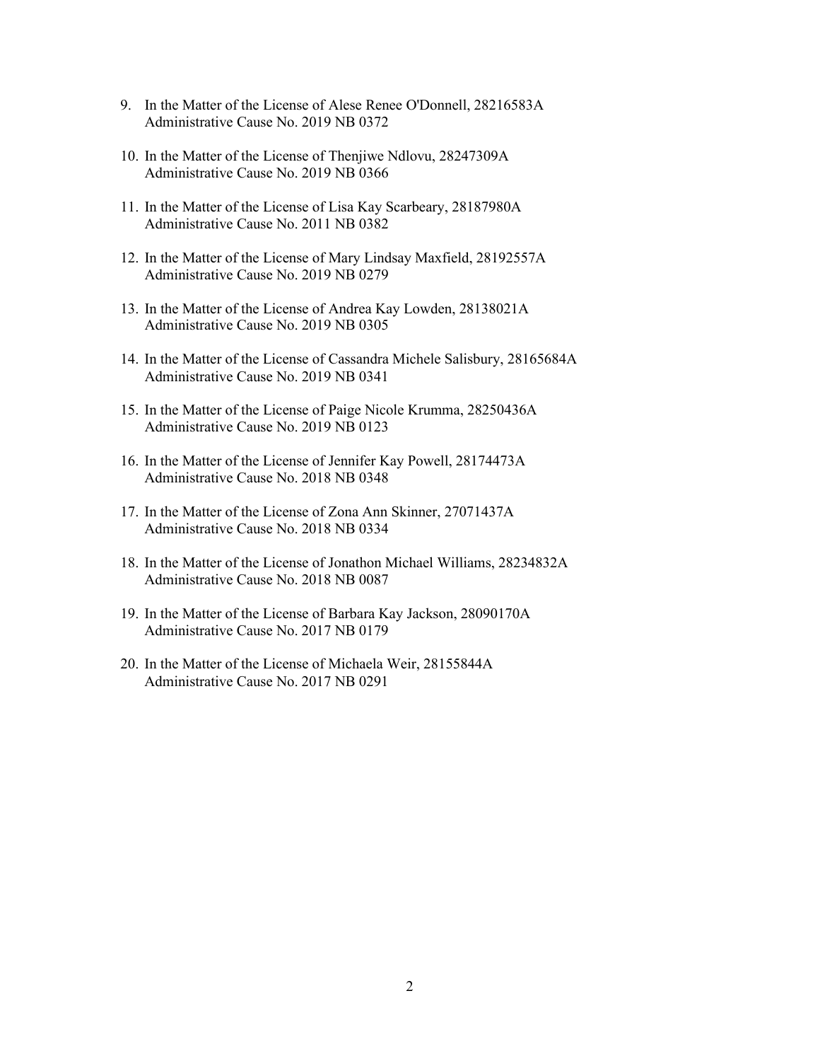9. In the Matter of the License of Alese Renee O'Donnell, 28216583A
   Administrative Cause No. 2019 NB 0372

10. In the Matter of the License of Thenjiwe Ndlovu, 28247309A
    Administrative Cause No. 2019 NB 0366

11. In the Matter of the License of Lisa Kay Scarbeary, 28187980A
    Administrative Cause No. 2011 NB 0382

12. In the Matter of the License of Mary Lindsay Maxfield, 28192557A
    Administrative Cause No. 2019 NB 0279

13. In the Matter of the License of Andrea Kay Lowden, 28138021A
    Administrative Cause No. 2019 NB 0305

14. In the Matter of the License of Cassandra Michele Salisbury, 28165684A
    Administrative Cause No. 2019 NB 0341

15. In the Matter of the License of Paige Nicole Krumma, 28250436A
    Administrative Cause No. 2019 NB 0123

16. In the Matter of the License of Jennifer Kay Powell, 28174473A
    Administrative Cause No. 2018 NB 0348

17. In the Matter of the License of Zona Ann Skinner, 27071437A
    Administrative Cause No. 2018 NB 0334

18. In the Matter of the License of Jonathon Michael Williams, 28234832A
    Administrative Cause No. 2018 NB 0087

19. In the Matter of the License of Barbara Kay Jackson, 28090170A
    Administrative Cause No. 2017 NB 0179

20. In the Matter of the License of Michaela Weir, 28155844A
    Administrative Cause No. 2017 NB 0291